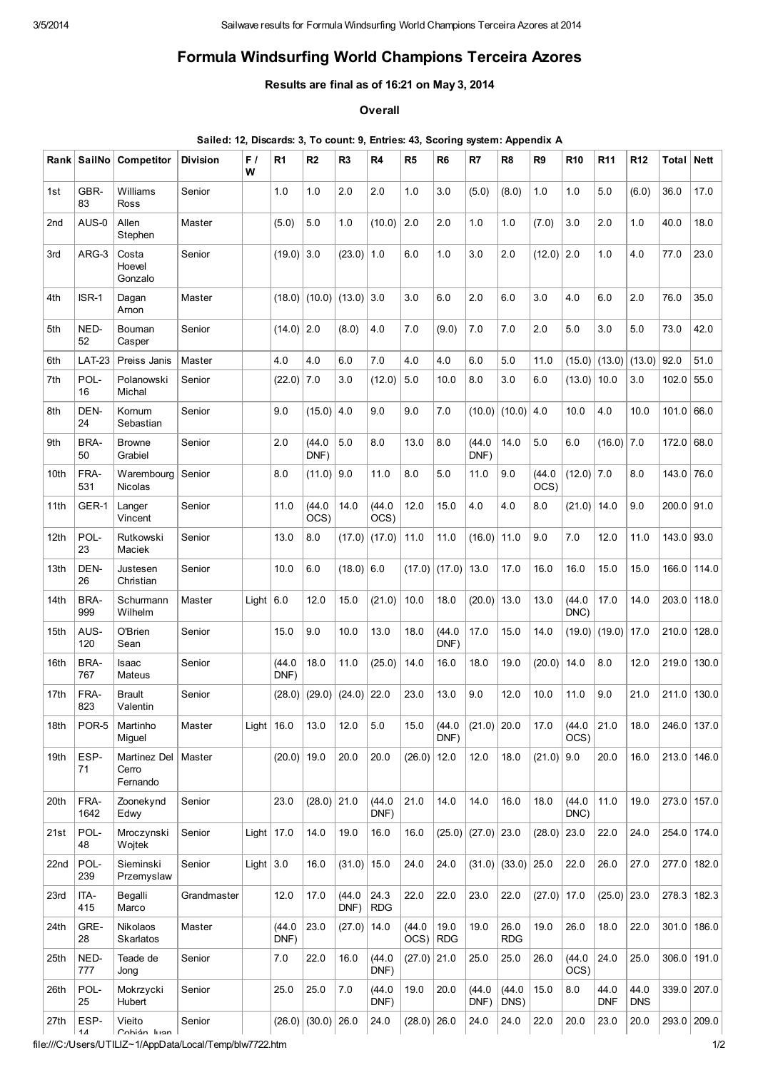# Formula Windsurfing World Champions Terceira Azores

**Results are final as of 16:21 on May 3, 2014**

**Overall**

**Sailed: 12, Discards: 3, To count: 9, Entries: 43, Scoring system: Appendix A**

| Rank | SailNo | Competitor | Division | F / W | R1 | R2 | R3 | R4 | R5 | R6 | R7 | R8 | R9 | R10 | R11 | R12 | Total | Nett |
|---|---|---|---|---|---|---|---|---|---|---|---|---|---|---|---|---|---|---|
| 1st | GBR-83 | Williams Ross | Senior | | 1.0 | 1.0 | 2.0 | 2.0 | 1.0 | 3.0 | (5.0) | (8.0) | 1.0 | 1.0 | 5.0 | (6.0) | 36.0 | 17.0 |
| 2nd | AUS-0 | Allen Stephen | Master | | (5.0) | 5.0 | 1.0 | (10.0) | 2.0 | 2.0 | 1.0 | 1.0 | (7.0) | 3.0 | 2.0 | 1.0 | 40.0 | 18.0 |
| 3rd | ARG-3 | Costa Hoevel Gonzalo | Senior | | (19.0) | 3.0 | (23.0) | 1.0 | 6.0 | 1.0 | 3.0 | 2.0 | (12.0) | 2.0 | 1.0 | 4.0 | 77.0 | 23.0 |
| 4th | ISR-1 | Dagan Arnon | Master | | (18.0) | (10.0) | (13.0) | 3.0 | 3.0 | 6.0 | 2.0 | 6.0 | 3.0 | 4.0 | 6.0 | 2.0 | 76.0 | 35.0 |
| 5th | NED-52 | Bouman Casper | Senior | | (14.0) | 2.0 | (8.0) | 4.0 | 7.0 | (9.0) | 7.0 | 7.0 | 2.0 | 5.0 | 3.0 | 5.0 | 73.0 | 42.0 |
| 6th | LAT-23 | Preiss Janis | Master | | 4.0 | 4.0 | 6.0 | 7.0 | 4.0 | 4.0 | 6.0 | 5.0 | 11.0 | (15.0) | (13.0) | (13.0) | 92.0 | 51.0 |
| 7th | POL-16 | Polanowski Michal | Senior | | (22.0) | 7.0 | 3.0 | (12.0) | 5.0 | 10.0 | 8.0 | 3.0 | 6.0 | (13.0) | 10.0 | 3.0 | 102.0 | 55.0 |
| 8th | DEN-24 | Kornum Sebastian | Senior | | 9.0 | (15.0) | 4.0 | 9.0 | 9.0 | 7.0 | (10.0) | (10.0) | 4.0 | 10.0 | 4.0 | 10.0 | 101.0 | 66.0 |
| 9th | BRA-50 | Browne Grabiel | Senior | | 2.0 | (44.0 DNF) | 5.0 | 8.0 | 13.0 | 8.0 | (44.0 DNF) | 14.0 | 5.0 | 6.0 | (16.0) | 7.0 | 172.0 | 68.0 |
| 10th | FRA-531 | Warembourg Nicolas | Senior | | 8.0 | (11.0) | 9.0 | 11.0 | 8.0 | 5.0 | 11.0 | 9.0 | (44.0 OCS) | (12.0) | 7.0 | 8.0 | 143.0 | 76.0 |
| 11th | GER-1 | Langer Vincent | Senior | | 11.0 | (44.0 OCS) | 14.0 | (44.0 OCS) | 12.0 | 15.0 | 4.0 | 4.0 | 8.0 | (21.0) | 14.0 | 9.0 | 200.0 | 91.0 |
| 12th | POL-23 | Rutkowski Maciek | Senior | | 13.0 | 8.0 | (17.0) | (17.0) | 11.0 | 11.0 | (16.0) | 11.0 | 9.0 | 7.0 | 12.0 | 11.0 | 143.0 | 93.0 |
| 13th | DEN-26 | Justesen Christian | Senior | | 10.0 | 6.0 | (18.0) | 6.0 | (17.0) | (17.0) | 13.0 | 17.0 | 16.0 | 16.0 | 15.0 | 15.0 | 166.0 | 114.0 |
| 14th | BRA-999 | Schurmann Wilhelm | Master | Light | 6.0 | 12.0 | 15.0 | (21.0) | 10.0 | 18.0 | (20.0) | 13.0 | 13.0 | (44.0 DNC) | 17.0 | 14.0 | 203.0 | 118.0 |
| 15th | AUS-120 | O'Brien Sean | Senior | | 15.0 | 9.0 | 10.0 | 13.0 | 18.0 | (44.0 DNF) | 17.0 | 15.0 | 14.0 | (19.0) | (19.0) | 17.0 | 210.0 | 128.0 |
| 16th | BRA-767 | Isaac Mateus | Senior | | (44.0 DNF) | 18.0 | 11.0 | (25.0) | 14.0 | 16.0 | 18.0 | 19.0 | (20.0) | 14.0 | 8.0 | 12.0 | 219.0 | 130.0 |
| 17th | FRA-823 | Brault Valentin | Senior | | (28.0) | (29.0) | (24.0) | 22.0 | 23.0 | 13.0 | 9.0 | 12.0 | 10.0 | 11.0 | 9.0 | 21.0 | 211.0 | 130.0 |
| 18th | POR-5 | Martinho Miguel | Master | Light | 16.0 | 13.0 | 12.0 | 5.0 | 15.0 | (44.0 DNF) | (21.0) | 20.0 | 17.0 | (44.0 OCS) | 21.0 | 18.0 | 246.0 | 137.0 |
| 19th | ESP-71 | Martinez Del Cerro Fernando | Master | | (20.0) | 19.0 | 20.0 | 20.0 | (26.0) | 12.0 | 12.0 | 18.0 | (21.0) | 9.0 | 20.0 | 16.0 | 213.0 | 146.0 |
| 20th | FRA-1642 | Zoonekynd Edwy | Senior | | 23.0 | (28.0) | 21.0 | (44.0 DNF) | 21.0 | 14.0 | 14.0 | 16.0 | 18.0 | (44.0 DNC) | 11.0 | 19.0 | 273.0 | 157.0 |
| 21st | POL-48 | Mroczynski Wojtek | Senior | Light | 17.0 | 14.0 | 19.0 | 16.0 | 16.0 | (25.0) | (27.0) | 23.0 | (28.0) | 23.0 | 22.0 | 24.0 | 254.0 | 174.0 |
| 22nd | POL-239 | Sieminski Przemyslaw | Senior | Light | 3.0 | 16.0 | (31.0) | 15.0 | 24.0 | 24.0 | (31.0) | (33.0) | 25.0 | 22.0 | 26.0 | 27.0 | 277.0 | 182.0 |
| 23rd | ITA-415 | Begalli Marco | Grandmaster | | 12.0 | 17.0 | (44.0 DNF) | 24.3 RDG | 22.0 | 22.0 | 23.0 | 22.0 | (27.0) | 17.0 | (25.0) | 23.0 | 278.3 | 182.3 |
| 24th | GRE-28 | Nikolaos Skarlatos | Master | | (44.0 DNF) | 23.0 | (27.0) | 14.0 | (44.0 OCS) | 19.0 RDG | 19.0 | 26.0 RDG | 19.0 | 26.0 | 18.0 | 22.0 | 301.0 | 186.0 |
| 25th | NED-777 | Teade de Jong | Senior | | 7.0 | 22.0 | 16.0 | (44.0 DNF) | (27.0) | 21.0 | 25.0 | 25.0 | 26.0 | (44.0 OCS) | 24.0 | 25.0 | 306.0 | 191.0 |
| 26th | POL-25 | Mokrzycki Hubert | Senior | | 25.0 | 25.0 | 7.0 | (44.0 DNF) | 19.0 | 20.0 | (44.0 DNF) | (44.0 DNS) | 15.0 | 8.0 | 44.0 DNF | 44.0 DNS | 339.0 | 207.0 |
| 27th | ESP-14 | Vieito Cobián Juan | Senior | | (26.0) | (30.0) | 26.0 | 24.0 | (28.0) | 26.0 | 24.0 | 24.0 | 22.0 | 20.0 | 23.0 | 20.0 | 293.0 | 209.0 |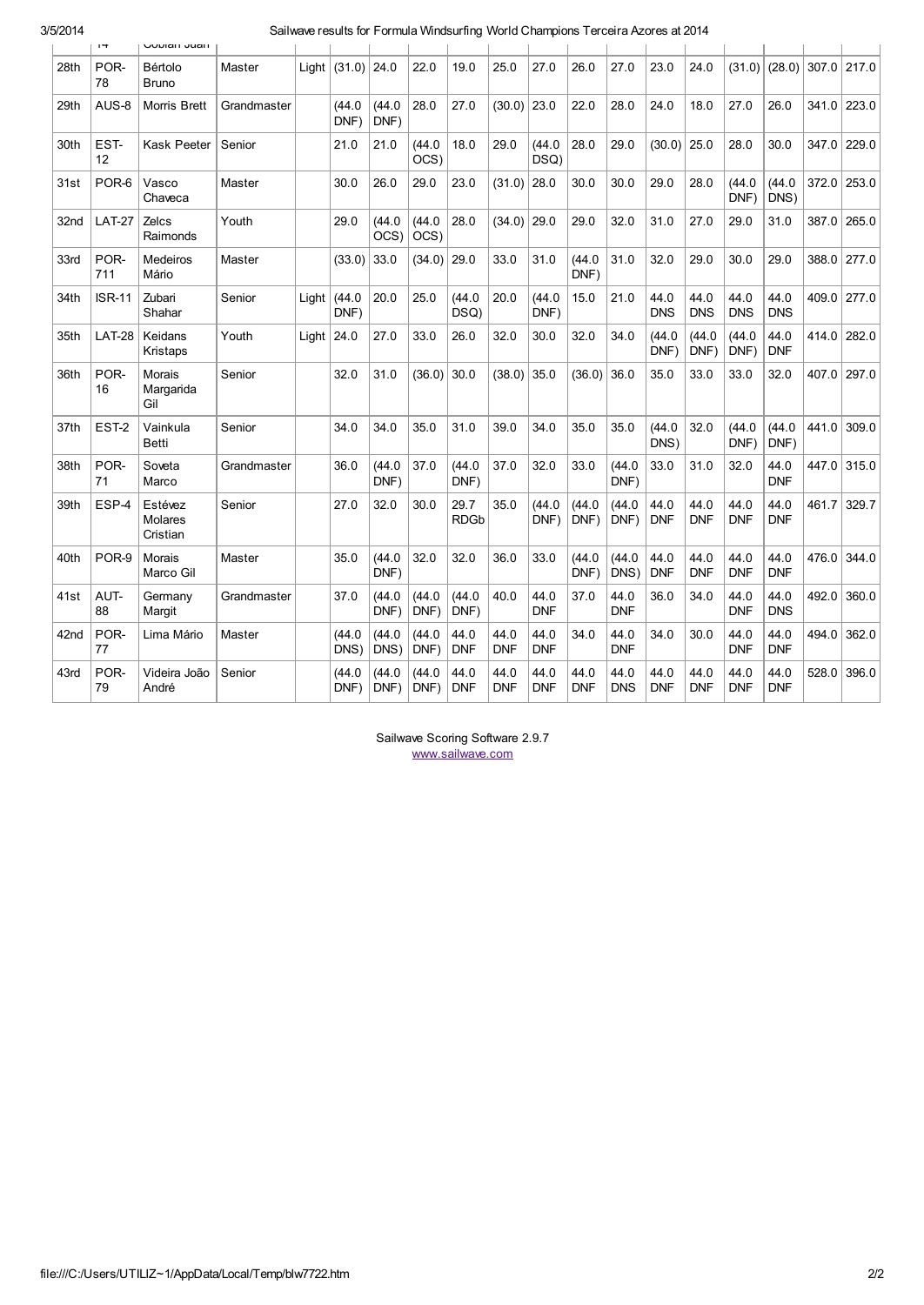| | | | | | | | | | | | | | | | | | | | |
|---|---|---|---|---|---|---|---|---|---|---|---|---|---|---|---|---|---|---|---|
| 28th | POR-78 | Bértolo Bruno | Master | Light | (31.0) | 24.0 | 22.0 | 19.0 | 25.0 | 27.0 | 26.0 | 27.0 | 23.0 | 24.0 | (31.0) | (28.0) | 307.0 | 217.0 |
| 29th | AUS-8 | Morris Brett | Grandmaster | | (44.0 DNF) | (44.0 DNF) | 28.0 | 27.0 | (30.0) | 23.0 | 22.0 | 28.0 | 24.0 | 18.0 | 27.0 | 26.0 | 341.0 | 223.0 |
| 30th | EST-12 | Kask Peeter | Senior | | 21.0 | 21.0 | (44.0 OCS) | 18.0 | 29.0 | (44.0 DSQ) | 28.0 | 29.0 | (30.0) | 25.0 | 28.0 | 30.0 | 347.0 | 229.0 |
| 31st | POR-6 | Vasco Chaveca | Master | | 30.0 | 26.0 | 29.0 | 23.0 | (31.0) | 28.0 | 30.0 | 30.0 | 29.0 | 28.0 | (44.0 DNF) | (44.0 DNS) | 372.0 | 253.0 |
| 32nd | LAT-27 | Zelcs Raimonds | Youth | | 29.0 | (44.0 OCS) | (44.0 OCS) | 28.0 | (34.0) | 29.0 | 29.0 | 32.0 | 31.0 | 27.0 | 29.0 | 31.0 | 387.0 | 265.0 |
| 33rd | POR-711 | Medeiros Mário | Master | | (33.0) | 33.0 | (34.0) | 29.0 | 33.0 | 31.0 | (44.0 DNF) | 31.0 | 32.0 | 29.0 | 30.0 | 29.0 | 388.0 | 277.0 |
| 34th | ISR-11 | Zubari Shahar | Senior | Light | (44.0 DNF) | 20.0 | 25.0 | (44.0 DSQ) | 20.0 | (44.0 DNF) | 15.0 | 21.0 | 44.0 DNS | 44.0 DNS | 44.0 DNS | 44.0 DNS | 409.0 | 277.0 |
| 35th | LAT-28 | Keidans Kristaps | Youth | Light | 24.0 | 27.0 | 33.0 | 26.0 | 32.0 | 30.0 | 32.0 | 34.0 | (44.0 DNF) | (44.0 DNF) | (44.0 DNF) | 44.0 DNF | 414.0 | 282.0 |
| 36th | POR-16 | Morais Margarida Gil | Senior | | 32.0 | 31.0 | (36.0) | 30.0 | (38.0) | 35.0 | (36.0) | 36.0 | 35.0 | 33.0 | 33.0 | 32.0 | 407.0 | 297.0 |
| 37th | EST-2 | Vainkula Betti | Senior | | 34.0 | 34.0 | 35.0 | 31.0 | 39.0 | 34.0 | 35.0 | 35.0 | (44.0 DNS) | 32.0 | (44.0 DNF) | (44.0 DNF) | 441.0 | 309.0 |
| 38th | POR-71 | Soveta Marco | Grandmaster | | 36.0 | (44.0 DNF) | 37.0 | (44.0 DNF) | 37.0 | 32.0 | 33.0 | (44.0 DNF) | 33.0 | 31.0 | 32.0 | 44.0 DNF | 447.0 | 315.0 |
| 39th | ESP-4 | Estévez Molares Cristian | Senior | | 27.0 | 32.0 | 30.0 | 29.7 RDGb | 35.0 | (44.0 DNF) | (44.0 DNF) | (44.0 DNF) | 44.0 DNF | 44.0 DNF | 44.0 DNF | 44.0 DNF | 461.7 | 329.7 |
| 40th | POR-9 | Morais Marco Gil | Master | | 35.0 | (44.0 DNF) | 32.0 | 32.0 | 36.0 | 33.0 | (44.0 DNF) | (44.0 DNS) | 44.0 DNF | 44.0 DNF | 44.0 DNF | 44.0 DNF | 476.0 | 344.0 |
| 41st | AUT-88 | Germany Margit | Grandmaster | | 37.0 | (44.0 DNF) | (44.0 DNF) | (44.0 DNF) | 40.0 | 44.0 DNF | 37.0 | 44.0 DNF | 36.0 | 34.0 | 44.0 DNF | 44.0 DNS | 492.0 | 360.0 |
| 42nd | POR-77 | Lima Mário | Master | | (44.0 DNS) | (44.0 DNS) | (44.0 DNF) | 44.0 DNF | 44.0 DNF | 44.0 DNF | 34.0 | 44.0 DNF | 34.0 | 30.0 | 44.0 DNF | 44.0 DNF | 494.0 | 362.0 |
| 43rd | POR-79 | Videira João André | Senior | | (44.0 DNF) | (44.0 DNF) | (44.0 DNF) | 44.0 DNF | 44.0 DNF | 44.0 DNF | 44.0 DNF | 44.0 DNS | 44.0 DNF | 44.0 DNF | 44.0 DNF | 44.0 DNF | 528.0 | 396.0 |

Sailwave Scoring Software 2.9.7
www.sailwave.com